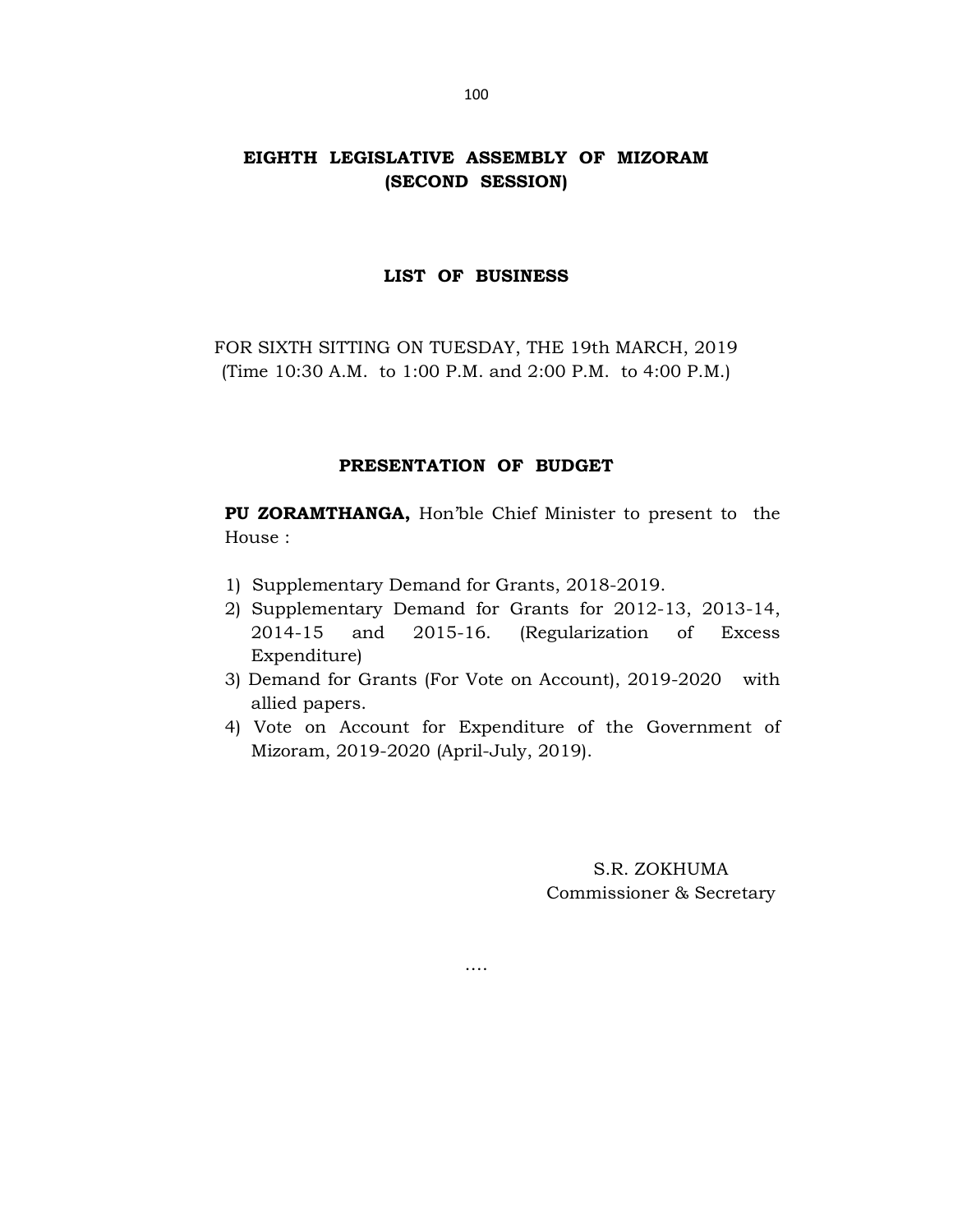# EIGHTH LEGISLATIVE ASSEMBLY OF MIZORAM
## (SECOND SESSION)

### LIST OF BUSINESS

FOR SIXTH SITTING ON TUESDAY, THE 19th MARCH, 2019
(Time 10:30 A.M. to 1:00 P.M. and 2:00 P.M. to 4:00 P.M.)

### PRESENTATION OF BUDGET

**PU ZORAMTHANGA,** Hon'ble Chief Minister to present to the House :

1) Supplementary Demand for Grants, 2018-2019.
2) Supplementary Demand for Grants for 2012-13, 2013-14, 2014-15 and 2015-16. (Regularization of Excess Expenditure)
3) Demand for Grants (For Vote on Account), 2019-2020 with allied papers.
4) Vote on Account for Expenditure of the Government of Mizoram, 2019-2020 (April-July, 2019).

S.R. ZOKHUMA
Commissioner & Secretary

….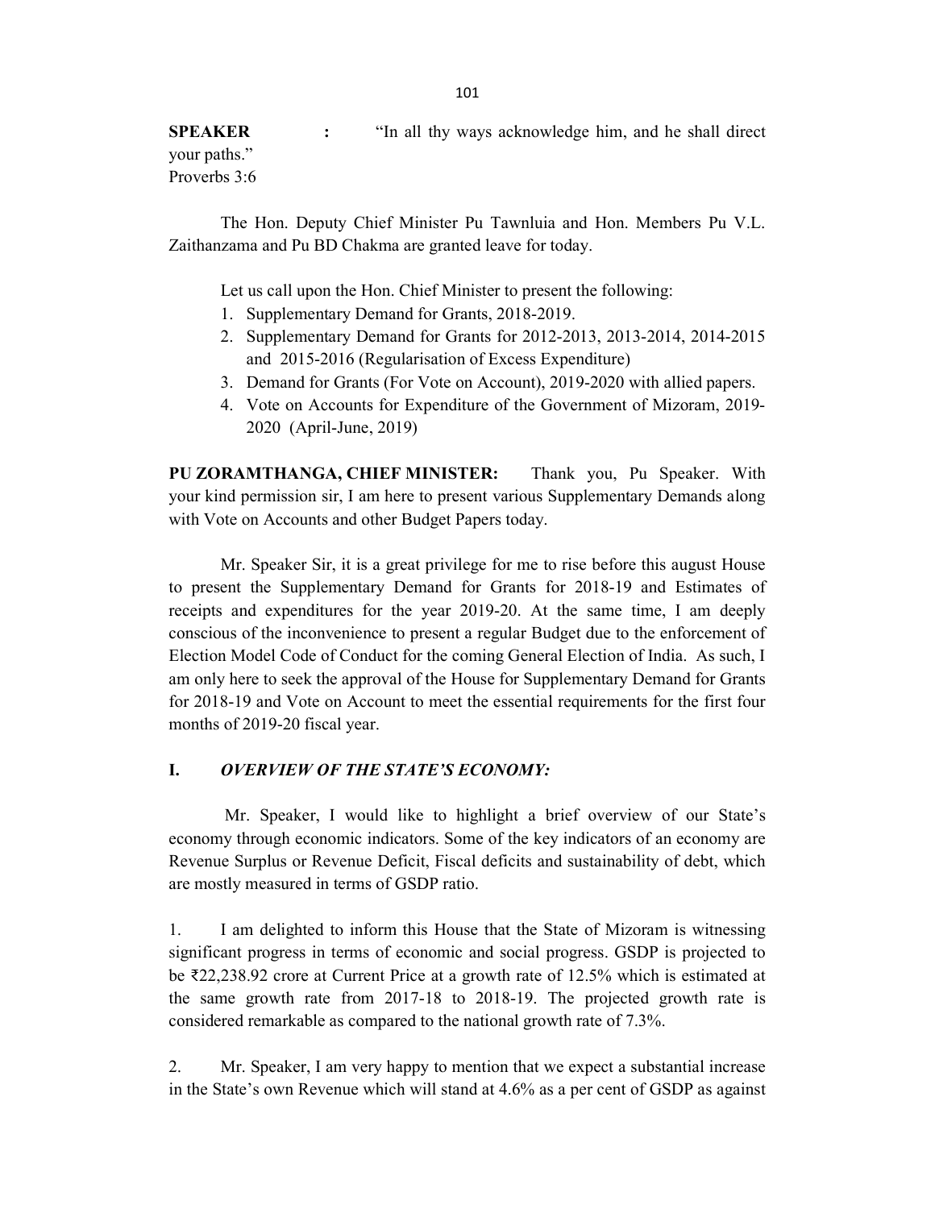**SPEAKER** : "In all thy ways acknowledge him, and he shall direct your paths."
Proverbs 3:6

The Hon. Deputy Chief Minister Pu Tawnluia and Hon. Members Pu V.L. Zaithanzama and Pu BD Chakma are granted leave for today.

Let us call upon the Hon. Chief Minister to present the following:

1. Supplementary Demand for Grants, 2018-2019.
2. Supplementary Demand for Grants for 2012-2013, 2013-2014, 2014-2015 and 2015-2016 (Regularisation of Excess Expenditure)
3. Demand for Grants (For Vote on Account), 2019-2020 with allied papers.
4. Vote on Accounts for Expenditure of the Government of Mizoram, 2019-2020 (April-June, 2019)

**PU ZORAMTHANGA, CHIEF MINISTER:** Thank you, Pu Speaker. With your kind permission sir, I am here to present various Supplementary Demands along with Vote on Accounts and other Budget Papers today.

Mr. Speaker Sir, it is a great privilege for me to rise before this august House to present the Supplementary Demand for Grants for 2018-19 and Estimates of receipts and expenditures for the year 2019-20. At the same time, I am deeply conscious of the inconvenience to present a regular Budget due to the enforcement of Election Model Code of Conduct for the coming General Election of India. As such, I am only here to seek the approval of the House for Supplementary Demand for Grants for 2018-19 and Vote on Account to meet the essential requirements for the first four months of 2019-20 fiscal year.

## I. *OVERVIEW OF THE STATE'S ECONOMY:*

Mr. Speaker, I would like to highlight a brief overview of our State's economy through economic indicators. Some of the key indicators of an economy are Revenue Surplus or Revenue Deficit, Fiscal deficits and sustainability of debt, which are mostly measured in terms of GSDP ratio.

1. I am delighted to inform this House that the State of Mizoram is witnessing significant progress in terms of economic and social progress. GSDP is projected to be ₹22,238.92 crore at Current Price at a growth rate of 12.5% which is estimated at the same growth rate from 2017-18 to 2018-19. The projected growth rate is considered remarkable as compared to the national growth rate of 7.3%.

2. Mr. Speaker, I am very happy to mention that we expect a substantial increase in the State's own Revenue which will stand at 4.6% as a per cent of GSDP as against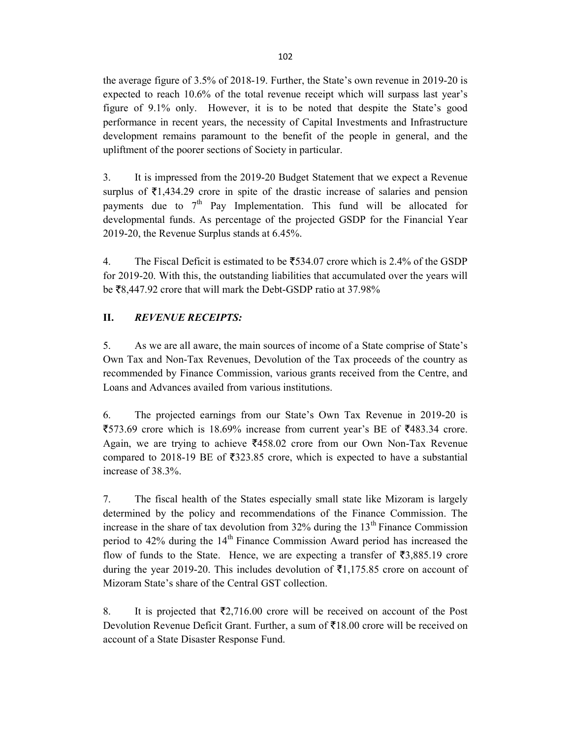the average figure of 3.5% of 2018-19. Further, the State's own revenue in 2019-20 is expected to reach 10.6% of the total revenue receipt which will surpass last year's figure of 9.1% only. However, it is to be noted that despite the State's good performance in recent years, the necessity of Capital Investments and Infrastructure development remains paramount to the benefit of the people in general, and the upliftment of the poorer sections of Society in particular.

3. It is impressed from the 2019-20 Budget Statement that we expect a Revenue surplus of ₹1,434.29 crore in spite of the drastic increase of salaries and pension payments due to 7th Pay Implementation. This fund will be allocated for developmental funds. As percentage of the projected GSDP for the Financial Year 2019-20, the Revenue Surplus stands at 6.45%.

4. The Fiscal Deficit is estimated to be ₹534.07 crore which is 2.4% of the GSDP for 2019-20. With this, the outstanding liabilities that accumulated over the years will be ₹8,447.92 crore that will mark the Debt-GSDP ratio at 37.98%

## II. *REVENUE RECEIPTS:*

5. As we are all aware, the main sources of income of a State comprise of State's Own Tax and Non-Tax Revenues, Devolution of the Tax proceeds of the country as recommended by Finance Commission, various grants received from the Centre, and Loans and Advances availed from various institutions.

6. The projected earnings from our State's Own Tax Revenue in 2019-20 is ₹573.69 crore which is 18.69% increase from current year's BE of ₹483.34 crore. Again, we are trying to achieve ₹458.02 crore from our Own Non-Tax Revenue compared to 2018-19 BE of ₹323.85 crore, which is expected to have a substantial increase of 38.3%.

7. The fiscal health of the States especially small state like Mizoram is largely determined by the policy and recommendations of the Finance Commission. The increase in the share of tax devolution from 32% during the 13th Finance Commission period to 42% during the 14th Finance Commission Award period has increased the flow of funds to the State. Hence, we are expecting a transfer of ₹3,885.19 crore during the year 2019-20. This includes devolution of ₹1,175.85 crore on account of Mizoram State's share of the Central GST collection.

8. It is projected that ₹2,716.00 crore will be received on account of the Post Devolution Revenue Deficit Grant. Further, a sum of ₹18.00 crore will be received on account of a State Disaster Response Fund.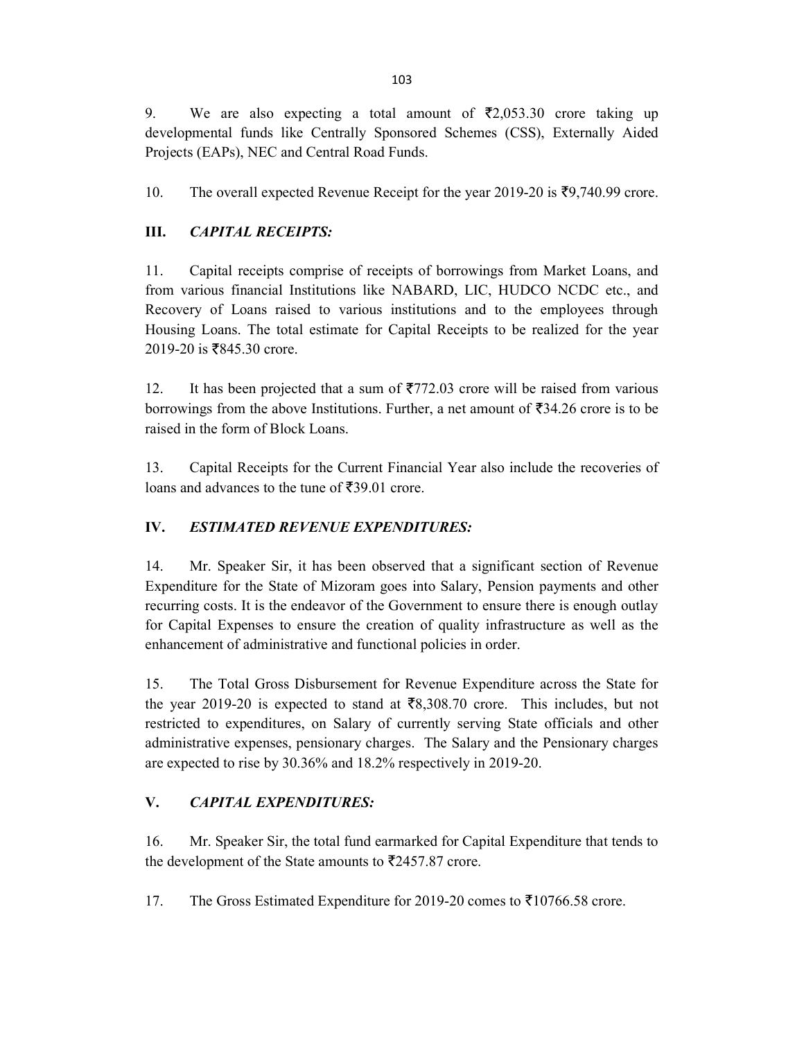9. We are also expecting a total amount of ₹2,053.30 crore taking up developmental funds like Centrally Sponsored Schemes (CSS), Externally Aided Projects (EAPs), NEC and Central Road Funds.

10. The overall expected Revenue Receipt for the year 2019-20 is ₹9,740.99 crore.

## III. *CAPITAL RECEIPTS:*

11. Capital receipts comprise of receipts of borrowings from Market Loans, and from various financial Institutions like NABARD, LIC, HUDCO NCDC etc., and Recovery of Loans raised to various institutions and to the employees through Housing Loans. The total estimate for Capital Receipts to be realized for the year 2019-20 is ₹845.30 crore.

12. It has been projected that a sum of ₹772.03 crore will be raised from various borrowings from the above Institutions. Further, a net amount of ₹34.26 crore is to be raised in the form of Block Loans.

13. Capital Receipts for the Current Financial Year also include the recoveries of loans and advances to the tune of ₹39.01 crore.

## IV. *ESTIMATED REVENUE EXPENDITURES:*

14. Mr. Speaker Sir, it has been observed that a significant section of Revenue Expenditure for the State of Mizoram goes into Salary, Pension payments and other recurring costs. It is the endeavor of the Government to ensure there is enough outlay for Capital Expenses to ensure the creation of quality infrastructure as well as the enhancement of administrative and functional policies in order.

15. The Total Gross Disbursement for Revenue Expenditure across the State for the year 2019-20 is expected to stand at ₹8,308.70 crore. This includes, but not restricted to expenditures, on Salary of currently serving State officials and other administrative expenses, pensionary charges. The Salary and the Pensionary charges are expected to rise by 30.36% and 18.2% respectively in 2019-20.

## V. *CAPITAL EXPENDITURES:*

16. Mr. Speaker Sir, the total fund earmarked for Capital Expenditure that tends to the development of the State amounts to ₹2457.87 crore.

17. The Gross Estimated Expenditure for 2019-20 comes to ₹10766.58 crore.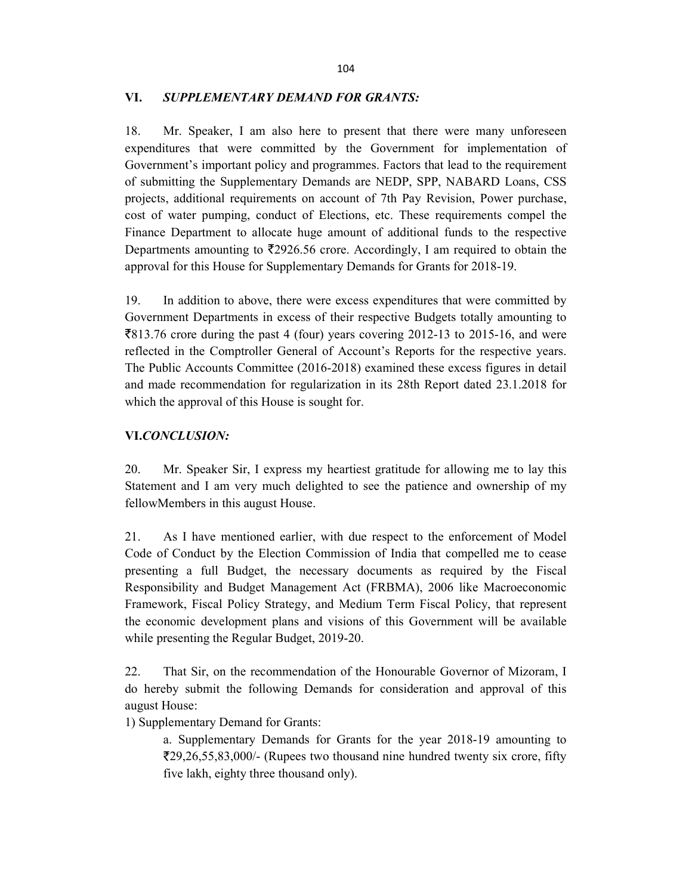## VI. *SUPPLEMENTARY DEMAND FOR GRANTS:*

18. Mr. Speaker, I am also here to present that there were many unforeseen expenditures that were committed by the Government for implementation of Government's important policy and programmes. Factors that lead to the requirement of submitting the Supplementary Demands are NEDP, SPP, NABARD Loans, CSS projects, additional requirements on account of 7th Pay Revision, Power purchase, cost of water pumping, conduct of Elections, etc. These requirements compel the Finance Department to allocate huge amount of additional funds to the respective Departments amounting to ₹2926.56 crore. Accordingly, I am required to obtain the approval for this House for Supplementary Demands for Grants for 2018-19.

19. In addition to above, there were excess expenditures that were committed by Government Departments in excess of their respective Budgets totally amounting to ₹813.76 crore during the past 4 (four) years covering 2012-13 to 2015-16, and were reflected in the Comptroller General of Account's Reports for the respective years. The Public Accounts Committee (2016-2018) examined these excess figures in detail and made recommendation for regularization in its 28th Report dated 23.1.2018 for which the approval of this House is sought for.

## VI.*CONCLUSION:*

20. Mr. Speaker Sir, I express my heartiest gratitude for allowing me to lay this Statement and I am very much delighted to see the patience and ownership of my fellowMembers in this august House.

21. As I have mentioned earlier, with due respect to the enforcement of Model Code of Conduct by the Election Commission of India that compelled me to cease presenting a full Budget, the necessary documents as required by the Fiscal Responsibility and Budget Management Act (FRBMA), 2006 like Macroeconomic Framework, Fiscal Policy Strategy, and Medium Term Fiscal Policy, that represent the economic development plans and visions of this Government will be available while presenting the Regular Budget, 2019-20.

22. That Sir, on the recommendation of the Honourable Governor of Mizoram, I do hereby submit the following Demands for consideration and approval of this august House:

1) Supplementary Demand for Grants:

a. Supplementary Demands for Grants for the year 2018-19 amounting to ₹29,26,55,83,000/- (Rupees two thousand nine hundred twenty six crore, fifty five lakh, eighty three thousand only).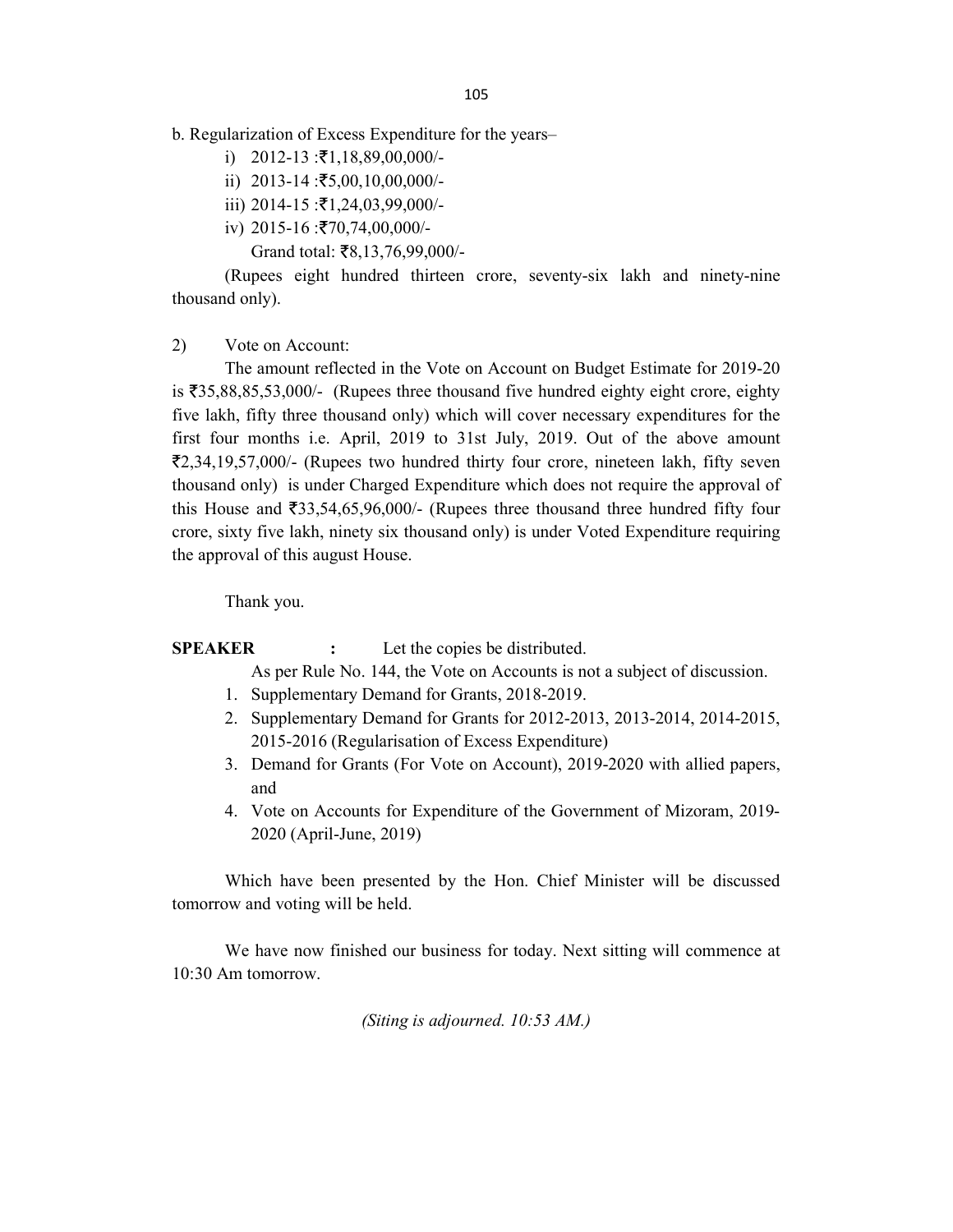b. Regularization of Excess Expenditure for the years–

i) 2012-13 :₹1,18,89,00,000/-

ii) 2013-14 :₹5,00,10,00,000/-

iii) 2014-15 :₹1,24,03,99,000/-

iv) 2015-16 :₹70,74,00,000/-

Grand total: ₹8,13,76,99,000/-

(Rupees eight hundred thirteen crore, seventy-six lakh and ninety-nine thousand only).

2) Vote on Account:

The amount reflected in the Vote on Account on Budget Estimate for 2019-20 is ₹35,88,85,53,000/- (Rupees three thousand five hundred eighty eight crore, eighty five lakh, fifty three thousand only) which will cover necessary expenditures for the first four months i.e. April, 2019 to 31st July, 2019. Out of the above amount ₹2,34,19,57,000/- (Rupees two hundred thirty four crore, nineteen lakh, fifty seven thousand only) is under Charged Expenditure which does not require the approval of this House and ₹33,54,65,96,000/- (Rupees three thousand three hundred fifty four crore, sixty five lakh, ninety six thousand only) is under Voted Expenditure requiring the approval of this august House.

Thank you.

**SPEAKER** : Let the copies be distributed.

As per Rule No. 144, the Vote on Accounts is not a subject of discussion.

1. Supplementary Demand for Grants, 2018-2019.
2. Supplementary Demand for Grants for 2012-2013, 2013-2014, 2014-2015, 2015-2016 (Regularisation of Excess Expenditure)
3. Demand for Grants (For Vote on Account), 2019-2020 with allied papers, and
4. Vote on Accounts for Expenditure of the Government of Mizoram, 2019-2020 (April-June, 2019)

Which have been presented by the Hon. Chief Minister will be discussed tomorrow and voting will be held.

We have now finished our business for today. Next sitting will commence at 10:30 Am tomorrow.

*(Siting is adjourned. 10:53 AM.)*